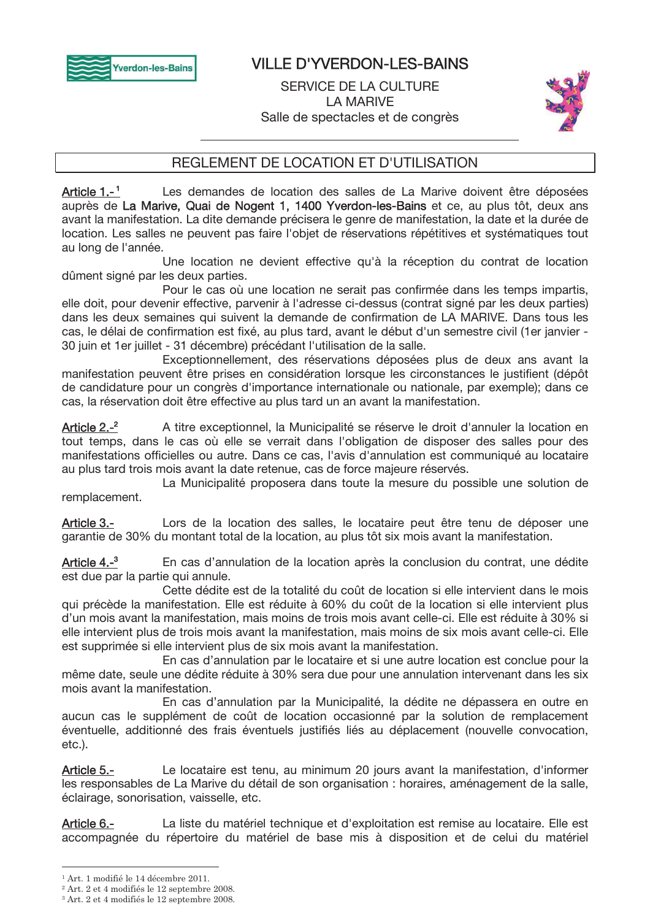# VILLE D'YVERDON-LES-BAINS

SERVICE DE LA CULTURE
LA MARIVE
Salle de spectacles et de congrès

## REGLEMENT DE LOCATION ET D'UTILISATION

**Article 1.-**[1] Les demandes de location des salles de La Marive doivent être déposées auprès de **La Marive, Quai de Nogent 1, 1400 Yverdon-les-Bains** et ce, au plus tôt, deux ans avant la manifestation. La dite demande précisera le genre de manifestation, la date et la durée de location. Les salles ne peuvent pas faire l'objet de réservations répétitives et systématiques tout au long de l'année.

Une location ne devient effective qu'à la réception du contrat de location dûment signé par les deux parties.

Pour le cas où une location ne serait pas confirmée dans les temps impartis, elle doit, pour devenir effective, parvenir à l'adresse ci-dessus (contrat signé par les deux parties) dans les deux semaines qui suivent la demande de confirmation de LA MARIVE. Dans tous les cas, le délai de confirmation est fixé, au plus tard, avant le début d'un semestre civil (1er janvier - 30 juin et 1er juillet - 31 décembre) précédant l'utilisation de la salle.

Exceptionnellement, des réservations déposées plus de deux ans avant la manifestation peuvent être prises en considération lorsque les circonstances le justifient (dépôt de candidature pour un congrès d'importance internationale ou nationale, par exemple); dans ce cas, la réservation doit être effective au plus tard un an avant la manifestation.

**Article 2.-**[2] A titre exceptionnel, la Municipalité se réserve le droit d'annuler la location en tout temps, dans le cas où elle se verrait dans l'obligation de disposer des salles pour des manifestations officielles ou autre. Dans ce cas, l'avis d'annulation est communiqué au locataire au plus tard trois mois avant la date retenue, cas de force majeure réservés.

La Municipalité proposera dans toute la mesure du possible une solution de remplacement.

**Article 3.-** Lors de la location des salles, le locataire peut être tenu de déposer une garantie de 30% du montant total de la location, au plus tôt six mois avant la manifestation.

**Article 4.-**[3] En cas d'annulation de la location après la conclusion du contrat, une dédite est due par la partie qui annule.

Cette dédite est de la totalité du coût de location si elle intervient dans le mois qui précède la manifestation. Elle est réduite à 60% du coût de la location si elle intervient plus d'un mois avant la manifestation, mais moins de trois mois avant celle-ci. Elle est réduite à 30% si elle intervient plus de trois mois avant la manifestation, mais moins de six mois avant celle-ci. Elle est supprimée si elle intervient plus de six mois avant la manifestation.

En cas d'annulation par le locataire et si une autre location est conclue pour la même date, seule une dédite réduite à 30% sera due pour une annulation intervenant dans les six mois avant la manifestation.

En cas d'annulation par la Municipalité, la dédite ne dépassera en outre en aucun cas le supplément de coût de location occasionné par la solution de remplacement éventuelle, additionné des frais éventuels justifiés liés au déplacement (nouvelle convocation, etc.).

**Article 5.-** Le locataire est tenu, au minimum 20 jours avant la manifestation, d'informer les responsables de La Marive du détail de son organisation : horaires, aménagement de la salle, éclairage, sonorisation, vaisselle, etc.

**Article 6.-** La liste du matériel technique et d'exploitation est remise au locataire. Elle est accompagnée du répertoire du matériel de base mis à disposition et de celui du matériel

---

[1] Art. 1 modifié le 14 décembre 2011.
[2] Art. 2 et 4 modifiés le 12 septembre 2008.
[3] Art. 2 et 4 modifiés le 12 septembre 2008.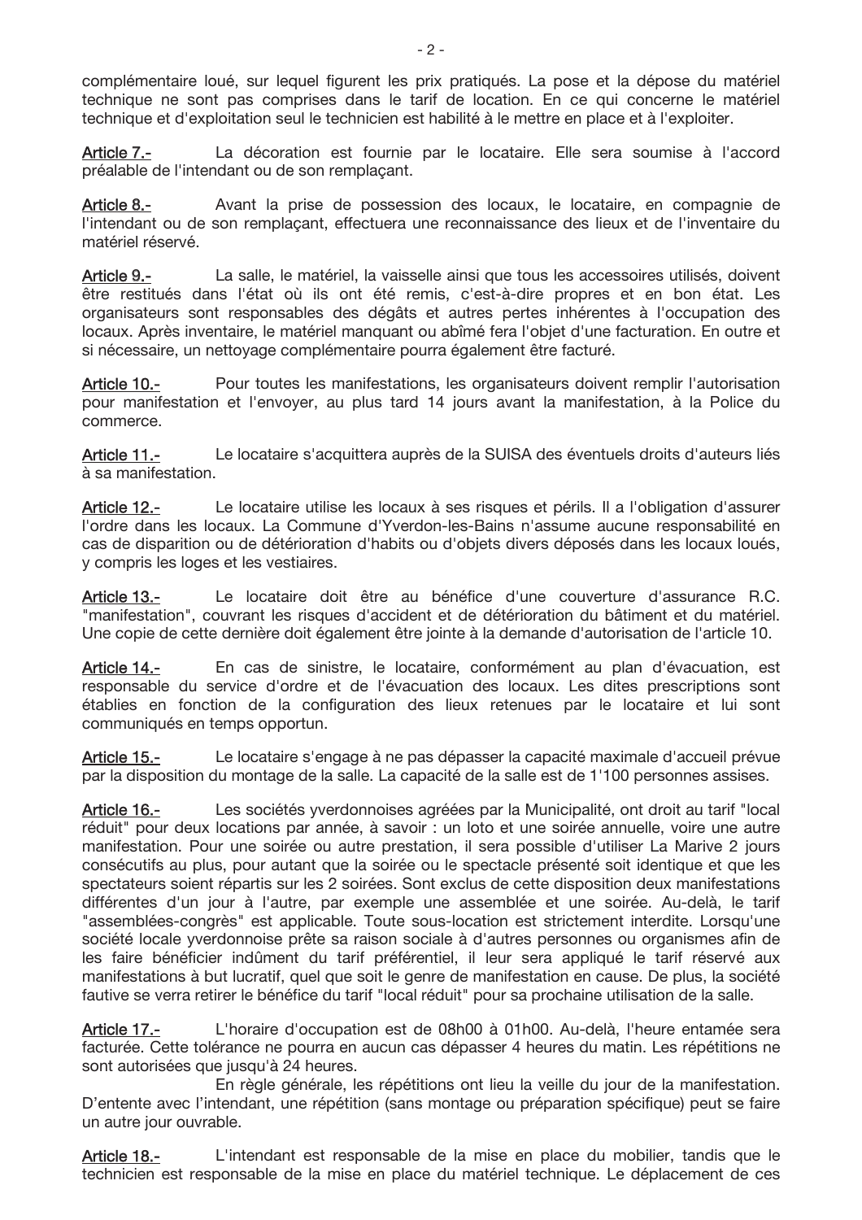complémentaire loué, sur lequel figurent les prix pratiqués. La pose et la dépose du matériel technique ne sont pas comprises dans le tarif de location. En ce qui concerne le matériel technique et d'exploitation seul le technicien est habilité à le mettre en place et à l'exploiter.

<u>Article 7.-</u> La décoration est fournie par le locataire. Elle sera soumise à l'accord préalable de l'intendant ou de son remplaçant.

<u>Article 8.-</u> Avant la prise de possession des locaux, le locataire, en compagnie de l'intendant ou de son remplaçant, effectuera une reconnaissance des lieux et de l'inventaire du matériel réservé.

<u>Article 9.-</u> La salle, le matériel, la vaisselle ainsi que tous les accessoires utilisés, doivent être restitués dans l'état où ils ont été remis, c'est-à-dire propres et en bon état. Les organisateurs sont responsables des dégâts et autres pertes inhérentes à l'occupation des locaux. Après inventaire, le matériel manquant ou abîmé fera l'objet d'une facturation. En outre et si nécessaire, un nettoyage complémentaire pourra également être facturé.

<u>Article 10.-</u> Pour toutes les manifestations, les organisateurs doivent remplir l'autorisation pour manifestation et l'envoyer, au plus tard 14 jours avant la manifestation, à la Police du commerce.

<u>Article 11.-</u> Le locataire s'acquittera auprès de la SUISA des éventuels droits d'auteurs liés à sa manifestation.

<u>Article 12.-</u> Le locataire utilise les locaux à ses risques et périls. Il a l'obligation d'assurer l'ordre dans les locaux. La Commune d'Yverdon-les-Bains n'assume aucune responsabilité en cas de disparition ou de détérioration d'habits ou d'objets divers déposés dans les locaux loués, y compris les loges et les vestiaires.

<u>Article 13.-</u> Le locataire doit être au bénéfice d'une couverture d'assurance R.C. "manifestation", couvrant les risques d'accident et de détérioration du bâtiment et du matériel. Une copie de cette dernière doit également être jointe à la demande d'autorisation de l'article 10.

<u>Article 14.-</u> En cas de sinistre, le locataire, conformément au plan d'évacuation, est responsable du service d'ordre et de l'évacuation des locaux. Les dites prescriptions sont établies en fonction de la configuration des lieux retenues par le locataire et lui sont communiqués en temps opportun.

<u>Article 15.-</u> Le locataire s'engage à ne pas dépasser la capacité maximale d'accueil prévue par la disposition du montage de la salle. La capacité de la salle est de 1'100 personnes assises.

<u>Article 16.-</u> Les sociétés yverdonnoises agréées par la Municipalité, ont droit au tarif "local réduit" pour deux locations par année, à savoir : un loto et une soirée annuelle, voire une autre manifestation. Pour une soirée ou autre prestation, il sera possible d'utiliser La Marive 2 jours consécutifs au plus, pour autant que la soirée ou le spectacle présenté soit identique et que les spectateurs soient répartis sur les 2 soirées. Sont exclus de cette disposition deux manifestations différentes d'un jour à l'autre, par exemple une assemblée et une soirée. Au-delà, le tarif "assemblées-congrès" est applicable. Toute sous-location est strictement interdite. Lorsqu'une société locale yverdonnoise prête sa raison sociale à d'autres personnes ou organismes afin de les faire bénéficier indûment du tarif préférentiel, il leur sera appliqué le tarif réservé aux manifestations à but lucratif, quel que soit le genre de manifestation en cause. De plus, la société fautive se verra retirer le bénéfice du tarif "local réduit" pour sa prochaine utilisation de la salle.

<u>Article 17.-</u> L'horaire d'occupation est de 08h00 à 01h00. Au-delà, l'heure entamée sera facturée. Cette tolérance ne pourra en aucun cas dépasser 4 heures du matin. Les répétitions ne sont autorisées que jusqu'à 24 heures.

En règle générale, les répétitions ont lieu la veille du jour de la manifestation. D'entente avec l'intendant, une répétition (sans montage ou préparation spécifique) peut se faire un autre jour ouvrable.

<u>Article 18.-</u> L'intendant est responsable de la mise en place du mobilier, tandis que le technicien est responsable de la mise en place du matériel technique. Le déplacement de ces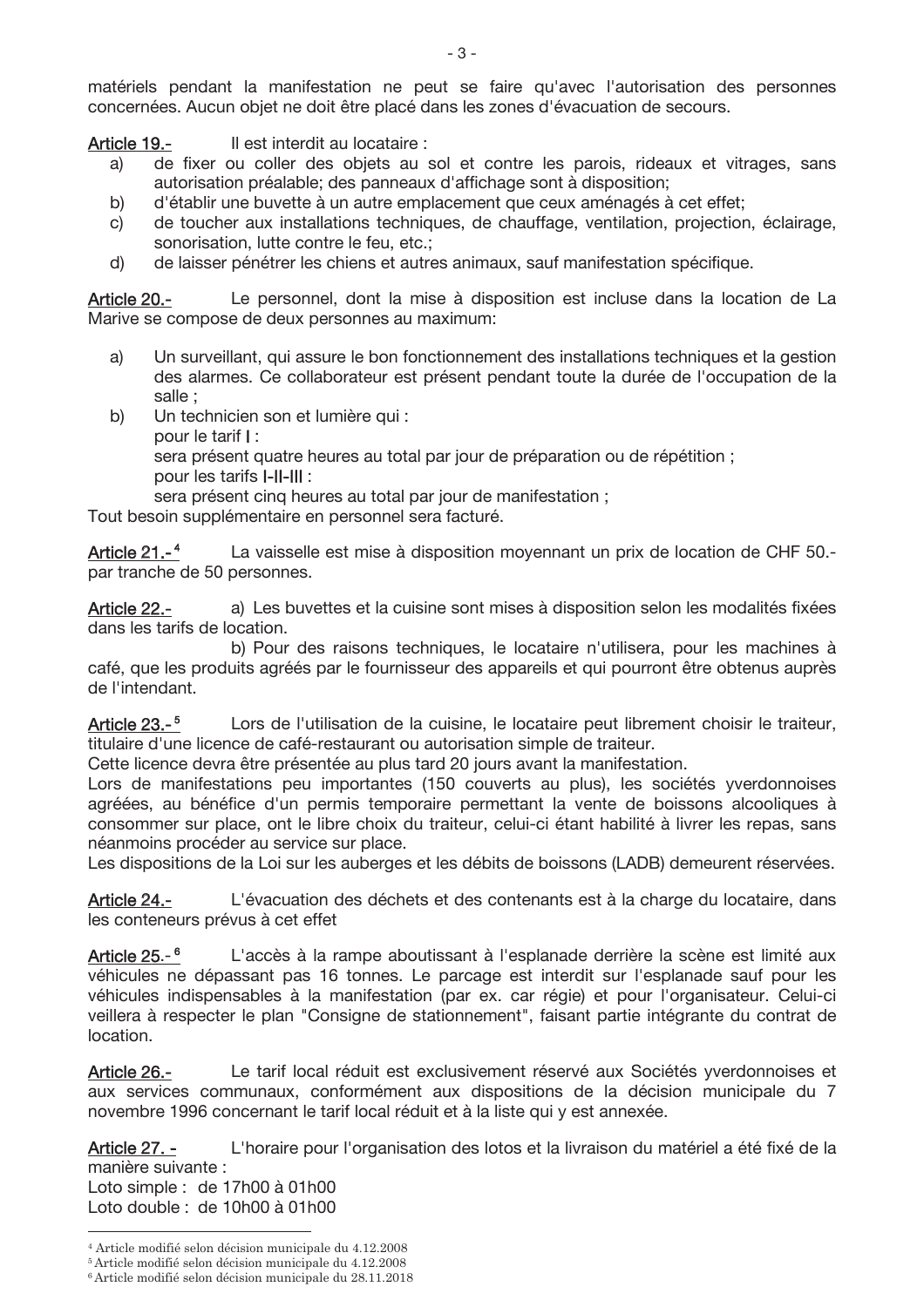matériels pendant la manifestation ne peut se faire qu'avec l'autorisation des personnes concernées. Aucun objet ne doit être placé dans les zones d'évacuation de secours.

**Article 19.-** Il est interdit au locataire :

a) de fixer ou coller des objets au sol et contre les parois, rideaux et vitrages, sans autorisation préalable; des panneaux d'affichage sont à disposition;
b) d'établir une buvette à un autre emplacement que ceux aménagés à cet effet;
c) de toucher aux installations techniques, de chauffage, ventilation, projection, éclairage, sonorisation, lutte contre le feu, etc.;
d) de laisser pénétrer les chiens et autres animaux, sauf manifestation spécifique.

**Article 20.-** Le personnel, dont la mise à disposition est incluse dans la location de La Marive se compose de deux personnes au maximum:

a) Un surveillant, qui assure le bon fonctionnement des installations techniques et la gestion des alarmes. Ce collaborateur est présent pendant toute la durée de l'occupation de la salle ;
b) Un technicien son et lumière qui :
pour le tarif **I** :
sera présent quatre heures au total par jour de préparation ou de répétition ;
pour les tarifs **I-II-III** :
sera présent cinq heures au total par jour de manifestation ;

Tout besoin supplémentaire en personnel sera facturé.

**Article 21.-[4]** La vaisselle est mise à disposition moyennant un prix de location de CHF 50.- par tranche de 50 personnes.

**Article 22.-** a) Les buvettes et la cuisine sont mises à disposition selon les modalités fixées dans les tarifs de location.

b) Pour des raisons techniques, le locataire n'utilisera, pour les machines à café, que les produits agréés par le fournisseur des appareils et qui pourront être obtenus auprès de l'intendant.

**Article 23.-[5]** Lors de l'utilisation de la cuisine, le locataire peut librement choisir le traiteur, titulaire d'une licence de café-restaurant ou autorisation simple de traiteur.
Cette licence devra être présentée au plus tard 20 jours avant la manifestation.
Lors de manifestations peu importantes (150 couverts au plus), les sociétés yverdonnoises agréées, au bénéfice d'un permis temporaire permettant la vente de boissons alcooliques à consommer sur place, ont le libre choix du traiteur, celui-ci étant habilité à livrer les repas, sans néanmoins procéder au service sur place.
Les dispositions de la Loi sur les auberges et les débits de boissons (LADB) demeurent réservées.

**Article 24.-** L'évacuation des déchets et des contenants est à la charge du locataire, dans les conteneurs prévus à cet effet

**Article 25.-[6]** L'accès à la rampe aboutissant à l'esplanade derrière la scène est limité aux véhicules ne dépassant pas 16 tonnes. Le parcage est interdit sur l'esplanade sauf pour les véhicules indispensables à la manifestation (par ex. car régie) et pour l'organisateur. Celui-ci veillera à respecter le plan "Consigne de stationnement", faisant partie intégrante du contrat de location.

**Article 26.-** Le tarif local réduit est exclusivement réservé aux Sociétés yverdonnoises et aux services communaux, conformément aux dispositions de la décision municipale du 7 novembre 1996 concernant le tarif local réduit et à la liste qui y est annexée.

**Article 27. -** L'horaire pour l'organisation des lotos et la livraison du matériel a été fixé de la manière suivante :
Loto simple : de 17h00 à 01h00
Loto double : de 10h00 à 01h00

---

[4] Article modifié selon décision municipale du 4.12.2008
[5] Article modifié selon décision municipale du 4.12.2008
[6] Article modifié selon décision municipale du 28.11.2018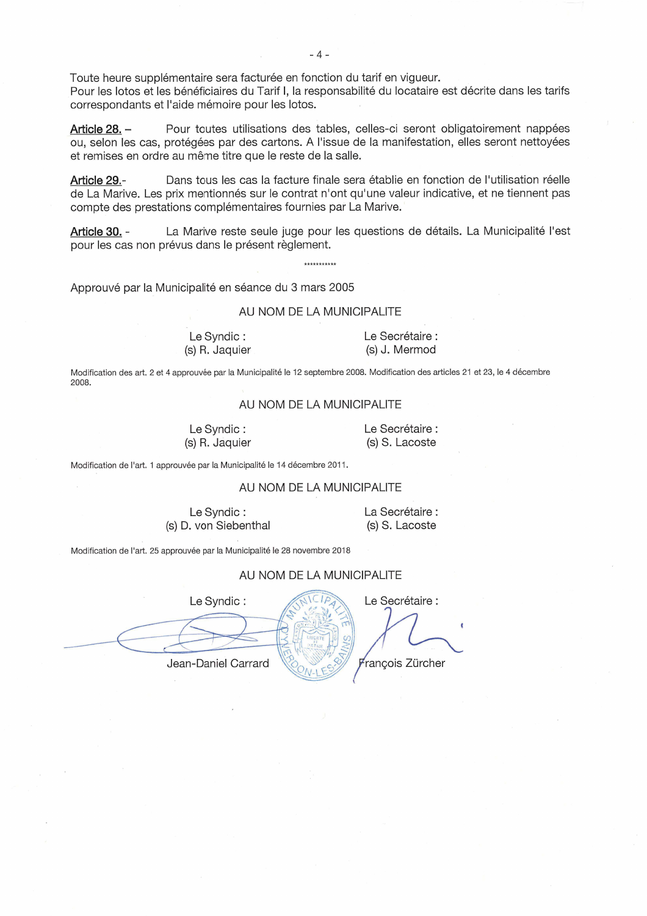Toute heure supplémentaire sera facturée en fonction du tarif en vigueur.
Pour les lotos et les bénéficiaires du Tarif I, la responsabilité du locataire est décrite dans les tarifs correspondants et l'aide mémoire pour les lotos.

**Article 28.** – Pour toutes utilisations des tables, celles-ci seront obligatoirement nappées ou, selon les cas, protégées par des cartons. A l'issue de la manifestation, elles seront nettoyées et remises en ordre au même titre que le reste de la salle.

**Article 29.**- Dans tous les cas la facture finale sera établie en fonction de l'utilisation réelle de La Marive. Les prix mentionnés sur le contrat n'ont qu'une valeur indicative, et ne tiennent pas compte des prestations complémentaires fournies par La Marive.

**Article 30.** - La Marive reste seule juge pour les questions de détails. La Municipalité l'est pour les cas non prévus dans le présent règlement.

***********

Approuvé par la Municipalité en séance du 3 mars 2005

AU NOM DE LA MUNICIPALITE

Le Syndic :
(s) R. Jaquier

Le Secrétaire :
(s) J. Mermod

Modification des art. 2 et 4 approuvée par la Municipalité le 12 septembre 2008. Modification des articles 21 et 23, le 4 décembre 2008.

AU NOM DE LA MUNICIPALITE

Le Syndic :
(s) R. Jaquier

Le Secrétaire :
(s) S. Lacoste

Modification de l'art. 1 approuvée par la Municipalité le 14 décembre 2011.

AU NOM DE LA MUNICIPALITE

Le Syndic :
(s) D. von Siebenthal

La Secrétaire :
(s) S. Lacoste

Modification de l'art. 25 approuvée par la Municipalité le 28 novembre 2018

AU NOM DE LA MUNICIPALITE

Le Syndic :
Jean-Daniel Carrard

Le Secrétaire :
François Zürcher